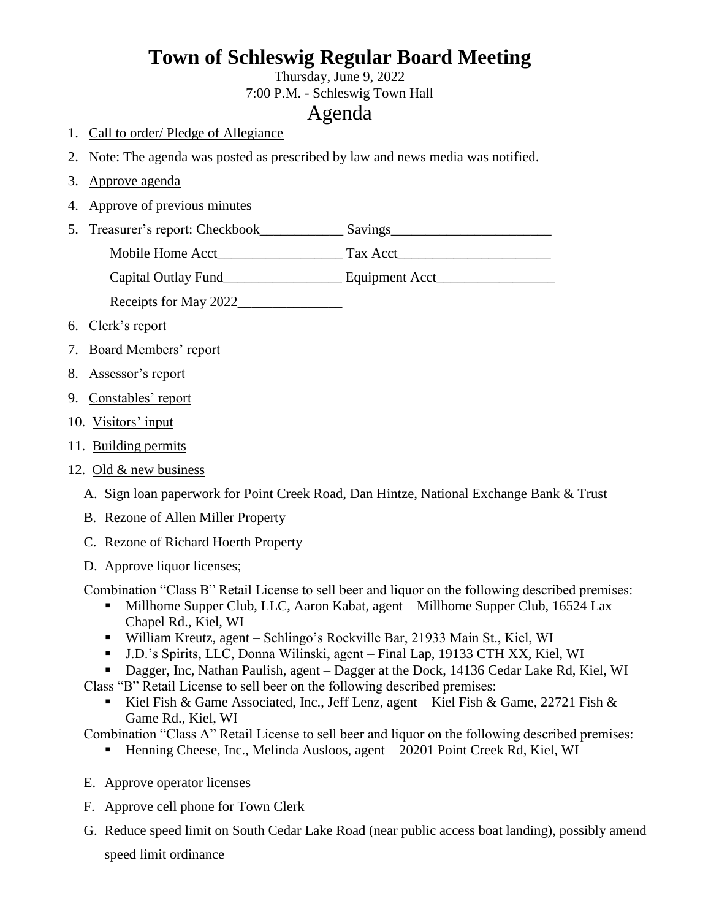# Town of Schleswig Regular Board Meeting

Thursday, June 9, 2022

7:00 P.M. - Schleswig Town Hall

## Agenda

1. Call to order/ Pledge of Allegiance
2. Note: The agenda was posted as prescribed by law and news media was notified.
3. Approve agenda
4. Approve of previous minutes
5. Treasurer's report: Checkbook____________ Savings_______________________

   Mobile Home Acct__________________ Tax Acct______________________

   Capital Outlay Fund_________________ Equipment Acct_________________

   Receipts for May 2022_______________
6. Clerk's report
7. Board Members' report
8. Assessor's report
9. Constables' report
10. Visitors' input
11. Building permits
12. Old & new business

    A. Sign loan paperwork for Point Creek Road, Dan Hintze, National Exchange Bank & Trust

    B. Rezone of Allen Miller Property

    C. Rezone of Richard Hoerth Property

    D. Approve liquor licenses;

    Combination "Class B" Retail License to sell beer and liquor on the following described premises:

    - Millhome Supper Club, LLC, Aaron Kabat, agent – Millhome Supper Club, 16524 Lax Chapel Rd., Kiel, WI
    - William Kreutz, agent – Schlingo's Rockville Bar, 21933 Main St., Kiel, WI
    - J.D.'s Spirits, LLC, Donna Wilinski, agent – Final Lap, 19133 CTH XX, Kiel, WI
    - Dagger, Inc, Nathan Paulish, agent – Dagger at the Dock, 14136 Cedar Lake Rd, Kiel, WI

    Class "B" Retail License to sell beer on the following described premises:

    - Kiel Fish & Game Associated, Inc., Jeff Lenz, agent – Kiel Fish & Game, 22721 Fish & Game Rd., Kiel, WI

    Combination "Class A" Retail License to sell beer and liquor on the following described premises:

    - Henning Cheese, Inc., Melinda Ausloos, agent – 20201 Point Creek Rd, Kiel, WI

    E. Approve operator licenses

    F. Approve cell phone for Town Clerk

    G. Reduce speed limit on South Cedar Lake Road (near public access boat landing), possibly amend speed limit ordinance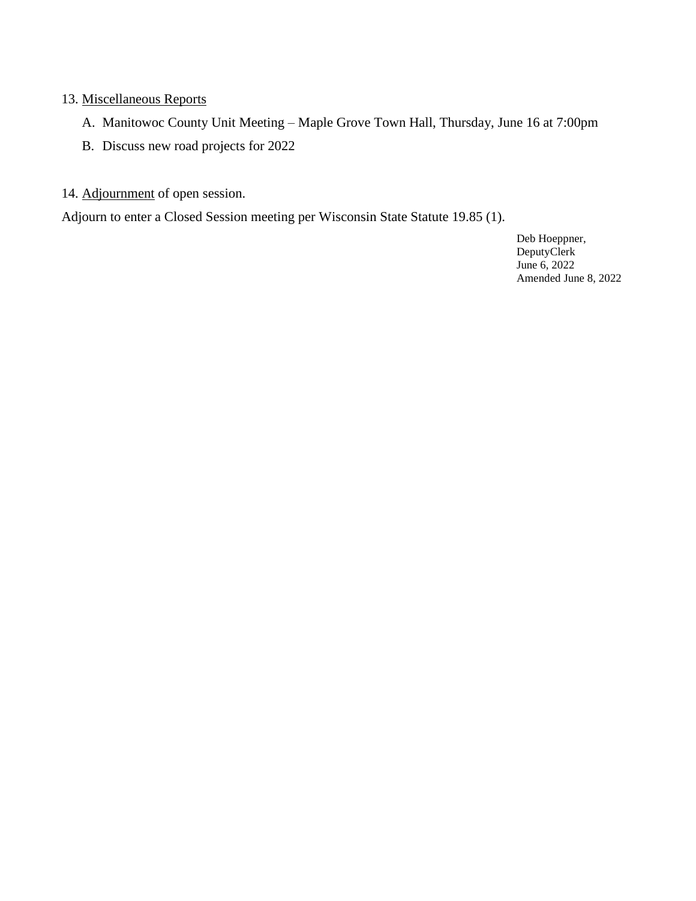13. Miscellaneous Reports

   A. Manitowoc County Unit Meeting – Maple Grove Town Hall, Thursday, June 16 at 7:00pm

   B. Discuss new road projects for 2022

14. Adjournment of open session.

Adjourn to enter a Closed Session meeting per Wisconsin State Statute 19.85 (1).

Deb Hoeppner,  
DeputyClerk  
June 6, 2022  
Amended June 8, 2022